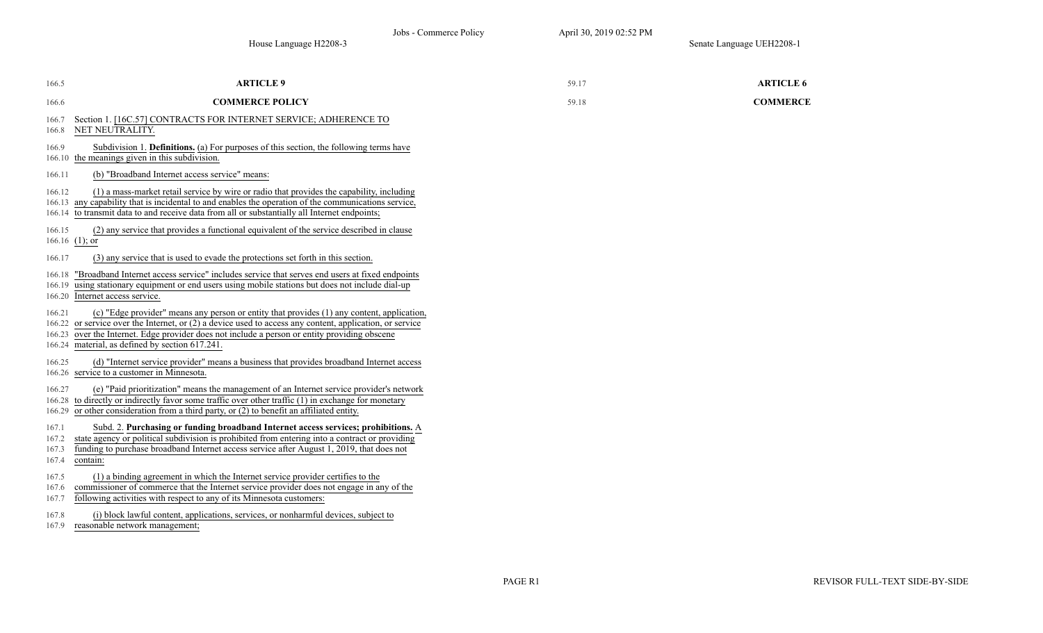House Language H2208-3 | Senate Language UEH2208-1

166.5 **ARTICLE 9**

166.6 **COMMERCE POLICY**

59.17 **ARTICLE 6**

59.18 **COMMERCE**

166.7 Section 1. [16C.57] CONTRACTS FOR INTERNET SERVICE; ADHERENCE TO
166.8 NET NEUTRALITY.

166.9 Subdivision 1. **Definitions.** (a) For purposes of this section, the following terms have
166.10 the meanings given in this subdivision.

166.11 (b) "Broadband Internet access service" means:

166.12 (1) a mass-market retail service by wire or radio that provides the capability, including
166.13 any capability that is incidental to and enables the operation of the communications service,
166.14 to transmit data to and receive data from all or substantially all Internet endpoints;

166.15 (2) any service that provides a functional equivalent of the service described in clause
166.16 (1); or

166.17 (3) any service that is used to evade the protections set forth in this section.

166.18 "Broadband Internet access service" includes service that serves end users at fixed endpoints
166.19 using stationary equipment or end users using mobile stations but does not include dial-up
166.20 Internet access service.

166.21 (c) "Edge provider" means any person or entity that provides (1) any content, application,
166.22 or service over the Internet, or (2) a device used to access any content, application, or service
166.23 over the Internet. Edge provider does not include a person or entity providing obscene
166.24 material, as defined by section 617.241.

166.25 (d) "Internet service provider" means a business that provides broadband Internet access
166.26 service to a customer in Minnesota.

166.27 (e) "Paid prioritization" means the management of an Internet service provider's network
166.28 to directly or indirectly favor some traffic over other traffic (1) in exchange for monetary
166.29 or other consideration from a third party, or (2) to benefit an affiliated entity.

167.1 Subd. 2. **Purchasing or funding broadband Internet access services; prohibitions.** A
167.2 state agency or political subdivision is prohibited from entering into a contract or providing
167.3 funding to purchase broadband Internet access service after August 1, 2019, that does not
167.4 contain:

167.5 (1) a binding agreement in which the Internet service provider certifies to the
167.6 commissioner of commerce that the Internet service provider does not engage in any of the
167.7 following activities with respect to any of its Minnesota customers:

167.8 (i) block lawful content, applications, services, or nonharmful devices, subject to
167.9 reasonable network management;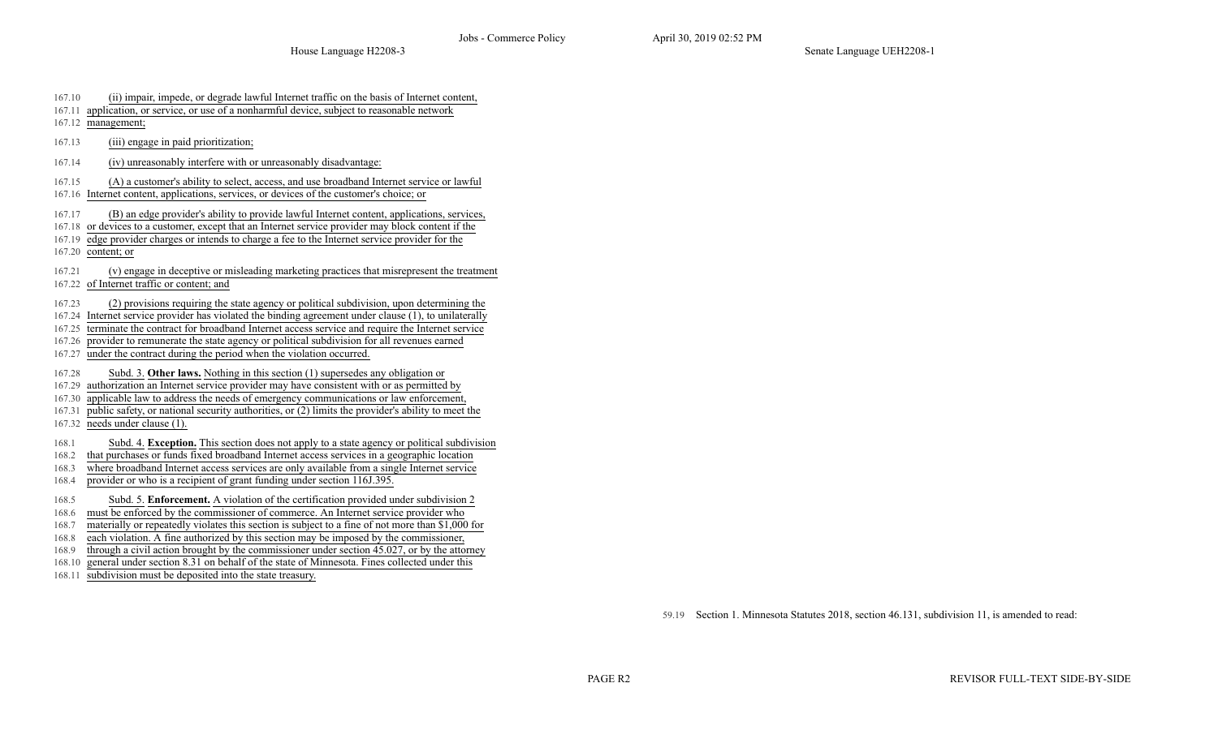167.10 (ii) impair, impede, or degrade lawful Internet traffic on the basis of Internet content,
167.11 application, or service, or use of a nonharmful device, subject to reasonable network
167.12 management;

167.13 (iii) engage in paid prioritization;

167.14 (iv) unreasonably interfere with or unreasonably disadvantage:

167.15 (A) a customer's ability to select, access, and use broadband Internet service or lawful
167.16 Internet content, applications, services, or devices of the customer's choice; or

167.17 (B) an edge provider's ability to provide lawful Internet content, applications, services,
167.18 or devices to a customer, except that an Internet service provider may block content if the
167.19 edge provider charges or intends to charge a fee to the Internet service provider for the
167.20 content; or

167.21 (v) engage in deceptive or misleading marketing practices that misrepresent the treatment
167.22 of Internet traffic or content; and

167.23 (2) provisions requiring the state agency or political subdivision, upon determining the
167.24 Internet service provider has violated the binding agreement under clause (1), to unilaterally
167.25 terminate the contract for broadband Internet access service and require the Internet service
167.26 provider to remunerate the state agency or political subdivision for all revenues earned
167.27 under the contract during the period when the violation occurred.

167.28 Subd. 3. **Other laws.** Nothing in this section (1) supersedes any obligation or
167.29 authorization an Internet service provider may have consistent with or as permitted by
167.30 applicable law to address the needs of emergency communications or law enforcement,
167.31 public safety, or national security authorities, or (2) limits the provider's ability to meet the
167.32 needs under clause (1).

168.1 Subd. 4. **Exception.** This section does not apply to a state agency or political subdivision
168.2 that purchases or funds fixed broadband Internet access services in a geographic location
168.3 where broadband Internet access services are only available from a single Internet service
168.4 provider or who is a recipient of grant funding under section 116J.395.

168.5 Subd. 5. **Enforcement.** A violation of the certification provided under subdivision 2
168.6 must be enforced by the commissioner of commerce. An Internet service provider who
168.7 materially or repeatedly violates this section is subject to a fine of not more than $1,000 for
168.8 each violation. A fine authorized by this section may be imposed by the commissioner,
168.9 through a civil action brought by the commissioner under section 45.027, or by the attorney
168.10 general under section 8.31 on behalf of the state of Minnesota. Fines collected under this
168.11 subdivision must be deposited into the state treasury.

59.19 Section 1. Minnesota Statutes 2018, section 46.131, subdivision 11, is amended to read: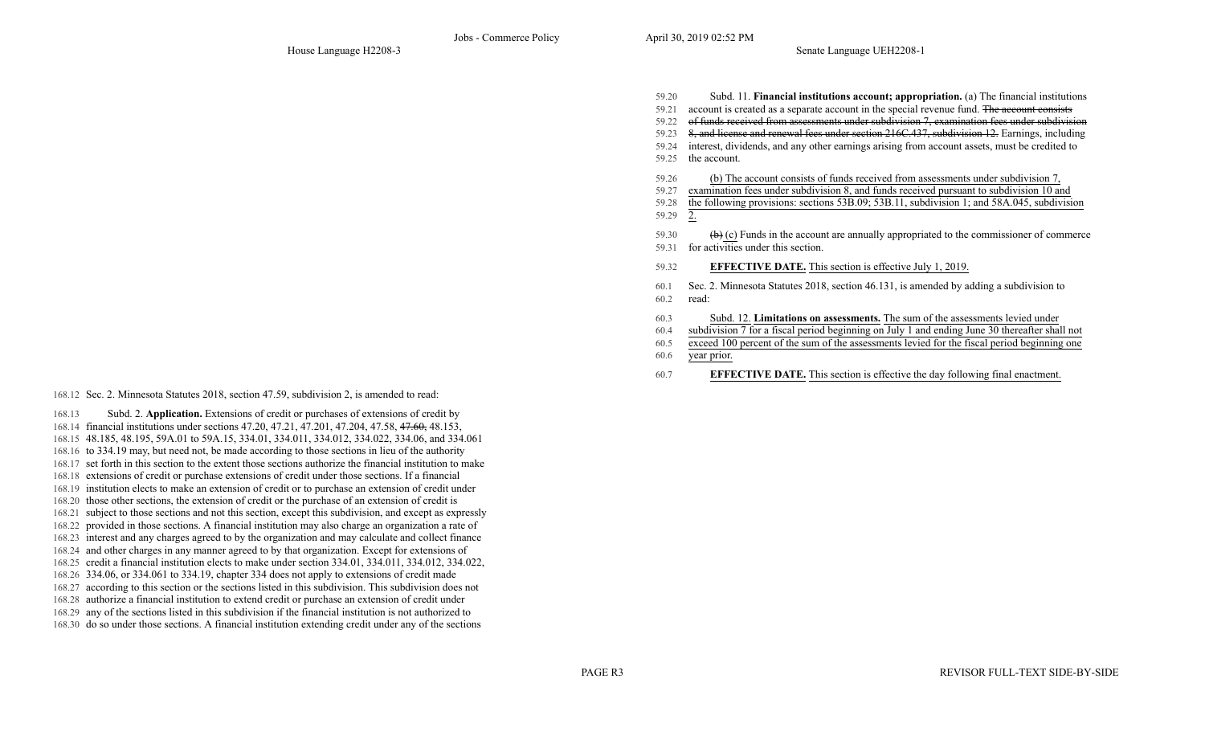**House Language H2208-3** | **Senate Language UEH2208-1**

## Senate Language UEH2208-1

59.20 Subd. 11. **Financial institutions account; appropriation.** (a) The financial institutions account is created as a separate account in the special revenue fund. ~~The account consists of funds received from assessments under subdivision 7, examination fees under subdivision 8, and license and renewal fees under section 216C.437, subdivision 12.~~ Earnings, including interest, dividends, and any other earnings arising from account assets, must be credited to the account.

59.26 (b) The account consists of funds received from assessments under subdivision 7, examination fees under subdivision 8, and funds received pursuant to subdivision 10 and the following provisions: sections 53B.09; 53B.11, subdivision 1; and 58A.045, subdivision 2.

59.30 ~~(b)~~ (c) Funds in the account are annually appropriated to the commissioner of commerce for activities under this section.

59.32 **EFFECTIVE DATE.** This section is effective July 1, 2019.

60.1 Sec. 2. Minnesota Statutes 2018, section 46.131, is amended by adding a subdivision to read:

60.3 Subd. 12. **Limitations on assessments.** The sum of the assessments levied under subdivision 7 for a fiscal period beginning on July 1 and ending June 30 thereafter shall not exceed 100 percent of the sum of the assessments levied for the fiscal period beginning one year prior.

60.7 **EFFECTIVE DATE.** This section is effective the day following final enactment.

## House Language H2208-3

168.12 Sec. 2. Minnesota Statutes 2018, section 47.59, subdivision 2, is amended to read:

168.13 Subd. 2. **Application.** Extensions of credit or purchases of extensions of credit by financial institutions under sections 47.20, 47.21, 47.201, 47.204, 47.58, ~~47.60,~~ 48.153, 48.185, 48.195, 59A.01 to 59A.15, 334.01, 334.011, 334.012, 334.022, 334.06, and 334.061 to 334.19 may, but need not, be made according to those sections in lieu of the authority set forth in this section to the extent those sections authorize the financial institution to make extensions of credit or purchase extensions of credit under those sections. If a financial institution elects to make an extension of credit or to purchase an extension of credit under those other sections, the extension of credit or the purchase of an extension of credit is subject to those sections and not this section, except this subdivision, and except as expressly provided in those sections. A financial institution may also charge an organization a rate of interest and any charges agreed to by the organization and may calculate and collect finance and other charges in any manner agreed to by that organization. Except for extensions of credit a financial institution elects to make under section 334.01, 334.011, 334.012, 334.022, 334.06, or 334.061 to 334.19, chapter 334 does not apply to extensions of credit made according to this section or the sections listed in this subdivision. This subdivision does not authorize a financial institution to extend credit or purchase an extension of credit under any of the sections listed in this subdivision if the financial institution is not authorized to do so under those sections. A financial institution extending credit under any of the sections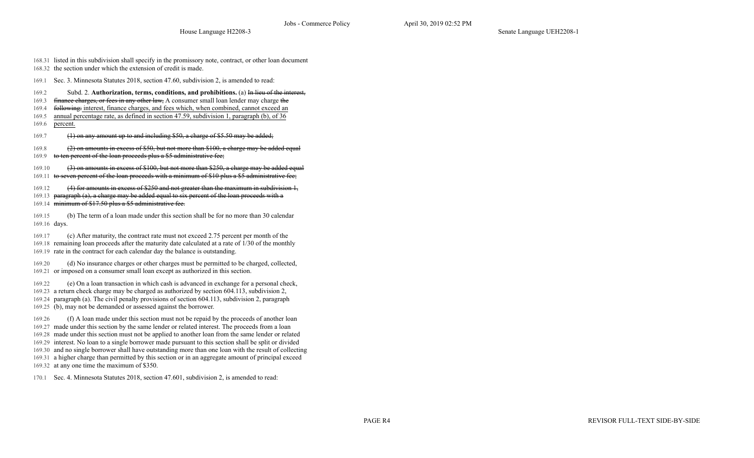168.31 listed in this subdivision shall specify in the promissory note, contract, or other loan document
168.32 the section under which the extension of credit is made.

169.1 Sec. 3. Minnesota Statutes 2018, section 47.60, subdivision 2, is amended to read:

169.2 Subd. 2. **Authorization, terms, conditions, and prohibitions.** (a) ~~In lieu of the interest,~~
169.3 ~~finance charges, or fees in any other law,~~ A consumer small loan lender may charge ~~the~~
169.4 ~~following:~~ interest, finance charges, and fees which, when combined, cannot exceed an
169.5 annual percentage rate, as defined in section 47.59, subdivision 1, paragraph (b), of 36
169.6 percent.

169.7 ~~(1) on any amount up to and including $50, a charge of $5.50 may be added;~~

169.8 ~~(2) on amounts in excess of $50, but not more than $100, a charge may be added equal~~
169.9 ~~to ten percent of the loan proceeds plus a $5 administrative fee;~~

169.10 ~~(3) on amounts in excess of $100, but not more than $250, a charge may be added equal~~
169.11 ~~to seven percent of the loan proceeds with a minimum of $10 plus a $5 administrative fee;~~

169.12 ~~(4) for amounts in excess of $250 and not greater than the maximum in subdivision 1,~~
169.13 ~~paragraph (a), a charge may be added equal to six percent of the loan proceeds with a~~
169.14 ~~minimum of $17.50 plus a $5 administrative fee.~~

169.15 (b) The term of a loan made under this section shall be for no more than 30 calendar
169.16 days.

169.17 (c) After maturity, the contract rate must not exceed 2.75 percent per month of the
169.18 remaining loan proceeds after the maturity date calculated at a rate of 1/30 of the monthly
169.19 rate in the contract for each calendar day the balance is outstanding.

169.20 (d) No insurance charges or other charges must be permitted to be charged, collected,
169.21 or imposed on a consumer small loan except as authorized in this section.

169.22 (e) On a loan transaction in which cash is advanced in exchange for a personal check,
169.23 a return check charge may be charged as authorized by section 604.113, subdivision 2,
169.24 paragraph (a). The civil penalty provisions of section 604.113, subdivision 2, paragraph
169.25 (b), may not be demanded or assessed against the borrower.

169.26 (f) A loan made under this section must not be repaid by the proceeds of another loan
169.27 made under this section by the same lender or related interest. The proceeds from a loan
169.28 made under this section must not be applied to another loan from the same lender or related
169.29 interest. No loan to a single borrower made pursuant to this section shall be split or divided
169.30 and no single borrower shall have outstanding more than one loan with the result of collecting
169.31 a higher charge than permitted by this section or in an aggregate amount of principal exceed
169.32 at any one time the maximum of $350.

170.1 Sec. 4. Minnesota Statutes 2018, section 47.601, subdivision 2, is amended to read: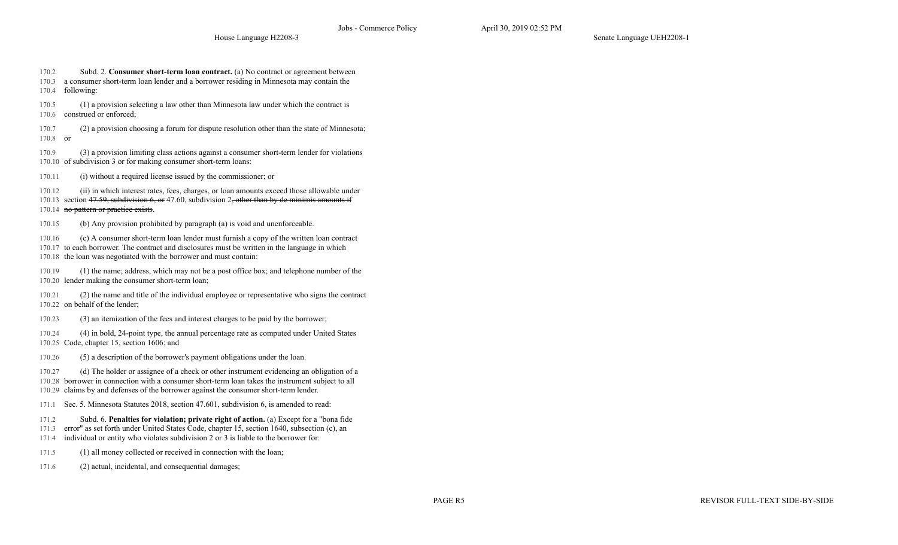170.2 Subd. 2. **Consumer short-term loan contract.** (a) No contract or agreement between
170.3 a consumer short-term loan lender and a borrower residing in Minnesota may contain the
170.4 following:

170.5 (1) a provision selecting a law other than Minnesota law under which the contract is
170.6 construed or enforced;

170.7 (2) a provision choosing a forum for dispute resolution other than the state of Minnesota;
170.8 or

170.9 (3) a provision limiting class actions against a consumer short-term lender for violations
170.10 of subdivision 3 or for making consumer short-term loans:

170.11 (i) without a required license issued by the commissioner; or

170.12 (ii) in which interest rates, fees, charges, or loan amounts exceed those allowable under
170.13 section ~~47.59, subdivision 6, or~~ 47.60, subdivision 2~~, other than by de minimis amounts if~~
170.14 ~~no pattern or practice exists~~.

170.15 (b) Any provision prohibited by paragraph (a) is void and unenforceable.

170.16 (c) A consumer short-term loan lender must furnish a copy of the written loan contract
170.17 to each borrower. The contract and disclosures must be written in the language in which
170.18 the loan was negotiated with the borrower and must contain:

170.19 (1) the name; address, which may not be a post office box; and telephone number of the
170.20 lender making the consumer short-term loan;

170.21 (2) the name and title of the individual employee or representative who signs the contract
170.22 on behalf of the lender;

170.23 (3) an itemization of the fees and interest charges to be paid by the borrower;

170.24 (4) in bold, 24-point type, the annual percentage rate as computed under United States
170.25 Code, chapter 15, section 1606; and

170.26 (5) a description of the borrower's payment obligations under the loan.

170.27 (d) The holder or assignee of a check or other instrument evidencing an obligation of a
170.28 borrower in connection with a consumer short-term loan takes the instrument subject to all
170.29 claims by and defenses of the borrower against the consumer short-term lender.

171.1 Sec. 5. Minnesota Statutes 2018, section 47.601, subdivision 6, is amended to read:

171.2 Subd. 6. **Penalties for violation; private right of action.** (a) Except for a "bona fide
171.3 error" as set forth under United States Code, chapter 15, section 1640, subsection (c), an
171.4 individual or entity who violates subdivision 2 or 3 is liable to the borrower for:

171.5 (1) all money collected or received in connection with the loan;

171.6 (2) actual, incidental, and consequential damages;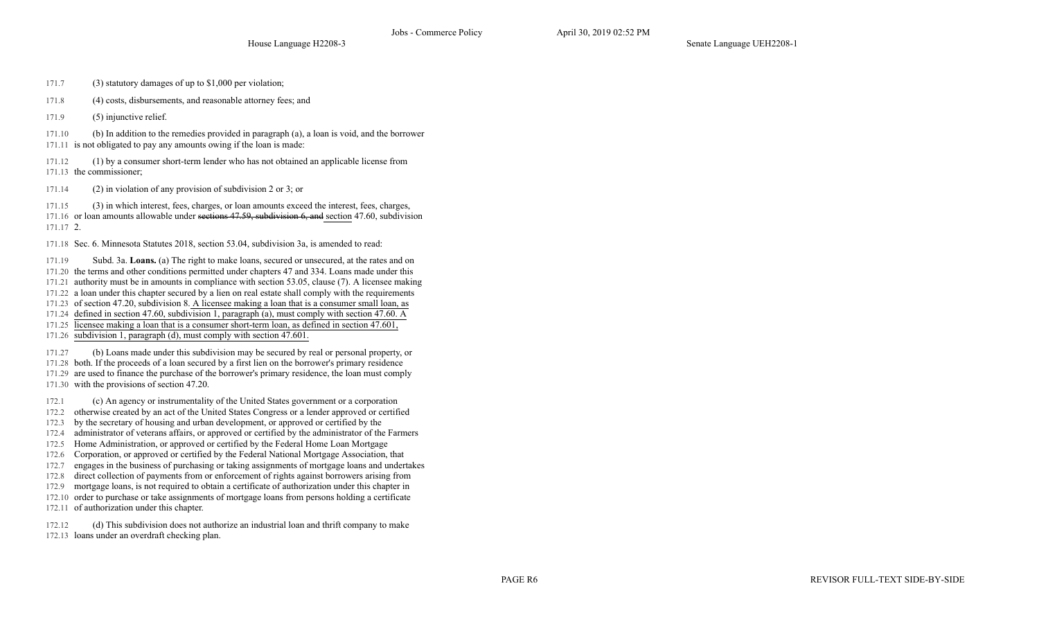171.7 (3) statutory damages of up to $1,000 per violation;

171.8 (4) costs, disbursements, and reasonable attorney fees; and

171.9 (5) injunctive relief.

171.10 (b) In addition to the remedies provided in paragraph (a), a loan is void, and the borrower
171.11 is not obligated to pay any amounts owing if the loan is made:

171.12 (1) by a consumer short-term lender who has not obtained an applicable license from
171.13 the commissioner;

171.14 (2) in violation of any provision of subdivision 2 or 3; or

171.15 (3) in which interest, fees, charges, or loan amounts exceed the interest, fees, charges,
171.16 or loan amounts allowable under ~~sections 47.59, subdivision 6, and~~ <u>section</u> 47.60, subdivision
171.17 2.

171.18 Sec. 6. Minnesota Statutes 2018, section 53.04, subdivision 3a, is amended to read:

171.19 Subd. 3a. **Loans.** (a) The right to make loans, secured or unsecured, at the rates and on
171.20 the terms and other conditions permitted under chapters 47 and 334. Loans made under this
171.21 authority must be in amounts in compliance with section 53.05, clause (7). A licensee making
171.22 a loan under this chapter secured by a lien on real estate shall comply with the requirements
171.23 of section 47.20, subdivision 8. <u>A licensee making a loan that is a consumer small loan, as</u>
171.24 <u>defined in section 47.60, subdivision 1, paragraph (a), must comply with section 47.60. A</u>
171.25 <u>licensee making a loan that is a consumer short-term loan, as defined in section 47.601,</u>
171.26 <u>subdivision 1, paragraph (d), must comply with section 47.601.</u>

171.27 (b) Loans made under this subdivision may be secured by real or personal property, or
171.28 both. If the proceeds of a loan secured by a first lien on the borrower's primary residence
171.29 are used to finance the purchase of the borrower's primary residence, the loan must comply
171.30 with the provisions of section 47.20.

172.1 (c) An agency or instrumentality of the United States government or a corporation
172.2 otherwise created by an act of the United States Congress or a lender approved or certified
172.3 by the secretary of housing and urban development, or approved or certified by the
172.4 administrator of veterans affairs, or approved or certified by the administrator of the Farmers
172.5 Home Administration, or approved or certified by the Federal Home Loan Mortgage
172.6 Corporation, or approved or certified by the Federal National Mortgage Association, that
172.7 engages in the business of purchasing or taking assignments of mortgage loans and undertakes
172.8 direct collection of payments from or enforcement of rights against borrowers arising from
172.9 mortgage loans, is not required to obtain a certificate of authorization under this chapter in
172.10 order to purchase or take assignments of mortgage loans from persons holding a certificate
172.11 of authorization under this chapter.

172.12 (d) This subdivision does not authorize an industrial loan and thrift company to make
172.13 loans under an overdraft checking plan.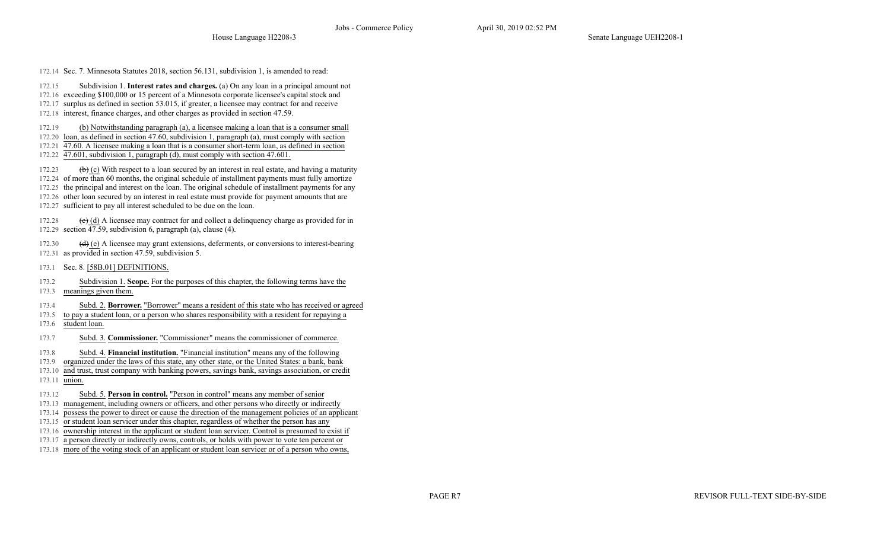172.14 Sec. 7. Minnesota Statutes 2018, section 56.131, subdivision 1, is amended to read:

172.15 Subdivision 1. **Interest rates and charges.** (a) On any loan in a principal amount not
172.16 exceeding $100,000 or 15 percent of a Minnesota corporate licensee's capital stock and
172.17 surplus as defined in section 53.015, if greater, a licensee may contract for and receive
172.18 interest, finance charges, and other charges as provided in section 47.59.

172.19 (b) Notwithstanding paragraph (a), a licensee making a loan that is a consumer small
172.20 loan, as defined in section 47.60, subdivision 1, paragraph (a), must comply with section
172.21 47.60. A licensee making a loan that is a consumer short-term loan, as defined in section
172.22 47.601, subdivision 1, paragraph (d), must comply with section 47.601.

172.23 ~~(b)~~ (c) With respect to a loan secured by an interest in real estate, and having a maturity
172.24 of more than 60 months, the original schedule of installment payments must fully amortize
172.25 the principal and interest on the loan. The original schedule of installment payments for any
172.26 other loan secured by an interest in real estate must provide for payment amounts that are
172.27 sufficient to pay all interest scheduled to be due on the loan.

172.28 ~~(c)~~ (d) A licensee may contract for and collect a delinquency charge as provided for in
172.29 section 47.59, subdivision 6, paragraph (a), clause (4).

172.30 ~~(d)~~ (e) A licensee may grant extensions, deferments, or conversions to interest-bearing
172.31 as provided in section 47.59, subdivision 5.

173.1 Sec. 8. [58B.01] DEFINITIONS.

173.2 Subdivision 1. **Scope.** For the purposes of this chapter, the following terms have the
173.3 meanings given them.

173.4 Subd. 2. **Borrower.** "Borrower" means a resident of this state who has received or agreed
173.5 to pay a student loan, or a person who shares responsibility with a resident for repaying a
173.6 student loan.

173.7 Subd. 3. **Commissioner.** "Commissioner" means the commissioner of commerce.

173.8 Subd. 4. **Financial institution.** "Financial institution" means any of the following
173.9 organized under the laws of this state, any other state, or the United States: a bank, bank
173.10 and trust, trust company with banking powers, savings bank, savings association, or credit
173.11 union.

173.12 Subd. 5. **Person in control.** "Person in control" means any member of senior
173.13 management, including owners or officers, and other persons who directly or indirectly
173.14 possess the power to direct or cause the direction of the management policies of an applicant
173.15 or student loan servicer under this chapter, regardless of whether the person has any
173.16 ownership interest in the applicant or student loan servicer. Control is presumed to exist if
173.17 a person directly or indirectly owns, controls, or holds with power to vote ten percent or
173.18 more of the voting stock of an applicant or student loan servicer or of a person who owns,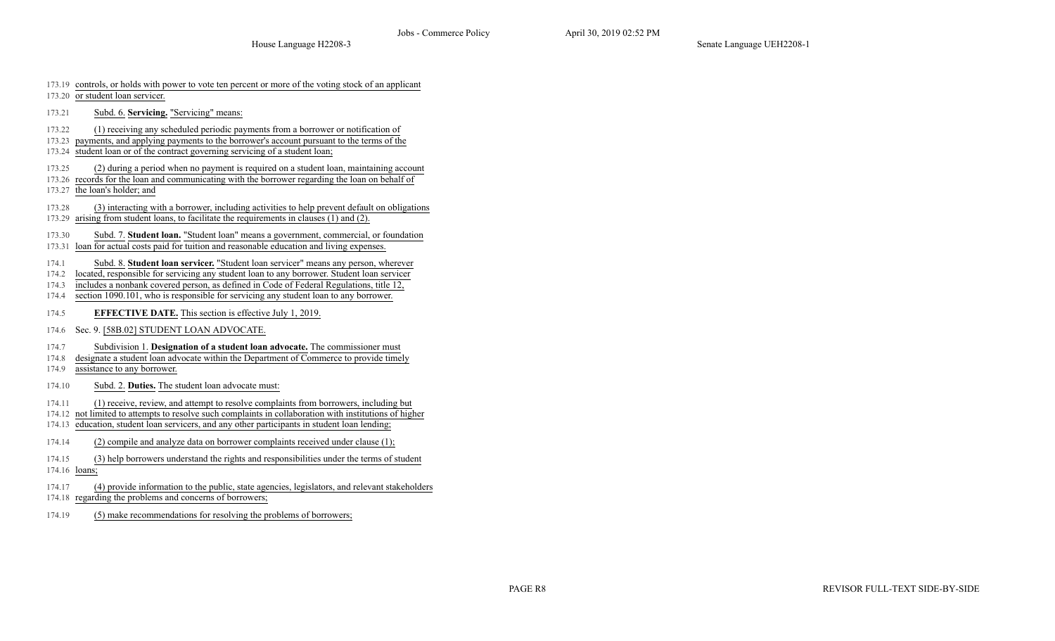173.19 controls, or holds with power to vote ten percent or more of the voting stock of an applicant
173.20 or student loan servicer.

173.21 Subd. 6. **Servicing.** "Servicing" means:

173.22 (1) receiving any scheduled periodic payments from a borrower or notification of
173.23 payments, and applying payments to the borrower's account pursuant to the terms of the
173.24 student loan or of the contract governing servicing of a student loan;

173.25 (2) during a period when no payment is required on a student loan, maintaining account
173.26 records for the loan and communicating with the borrower regarding the loan on behalf of
173.27 the loan's holder; and

173.28 (3) interacting with a borrower, including activities to help prevent default on obligations
173.29 arising from student loans, to facilitate the requirements in clauses (1) and (2).

173.30 Subd. 7. **Student loan.** "Student loan" means a government, commercial, or foundation
173.31 loan for actual costs paid for tuition and reasonable education and living expenses.

174.1 Subd. 8. **Student loan servicer.** "Student loan servicer" means any person, wherever
174.2 located, responsible for servicing any student loan to any borrower. Student loan servicer
174.3 includes a nonbank covered person, as defined in Code of Federal Regulations, title 12,
174.4 section 1090.101, who is responsible for servicing any student loan to any borrower.

174.5 **EFFECTIVE DATE.** This section is effective July 1, 2019.

174.6 Sec. 9. [58B.02] STUDENT LOAN ADVOCATE.

174.7 Subdivision 1. **Designation of a student loan advocate.** The commissioner must
174.8 designate a student loan advocate within the Department of Commerce to provide timely
174.9 assistance to any borrower.

174.10 Subd. 2. **Duties.** The student loan advocate must:

174.11 (1) receive, review, and attempt to resolve complaints from borrowers, including but
174.12 not limited to attempts to resolve such complaints in collaboration with institutions of higher
174.13 education, student loan servicers, and any other participants in student loan lending;

174.14 (2) compile and analyze data on borrower complaints received under clause (1);

174.15 (3) help borrowers understand the rights and responsibilities under the terms of student
174.16 loans;

174.17 (4) provide information to the public, state agencies, legislators, and relevant stakeholders
174.18 regarding the problems and concerns of borrowers;

174.19 (5) make recommendations for resolving the problems of borrowers;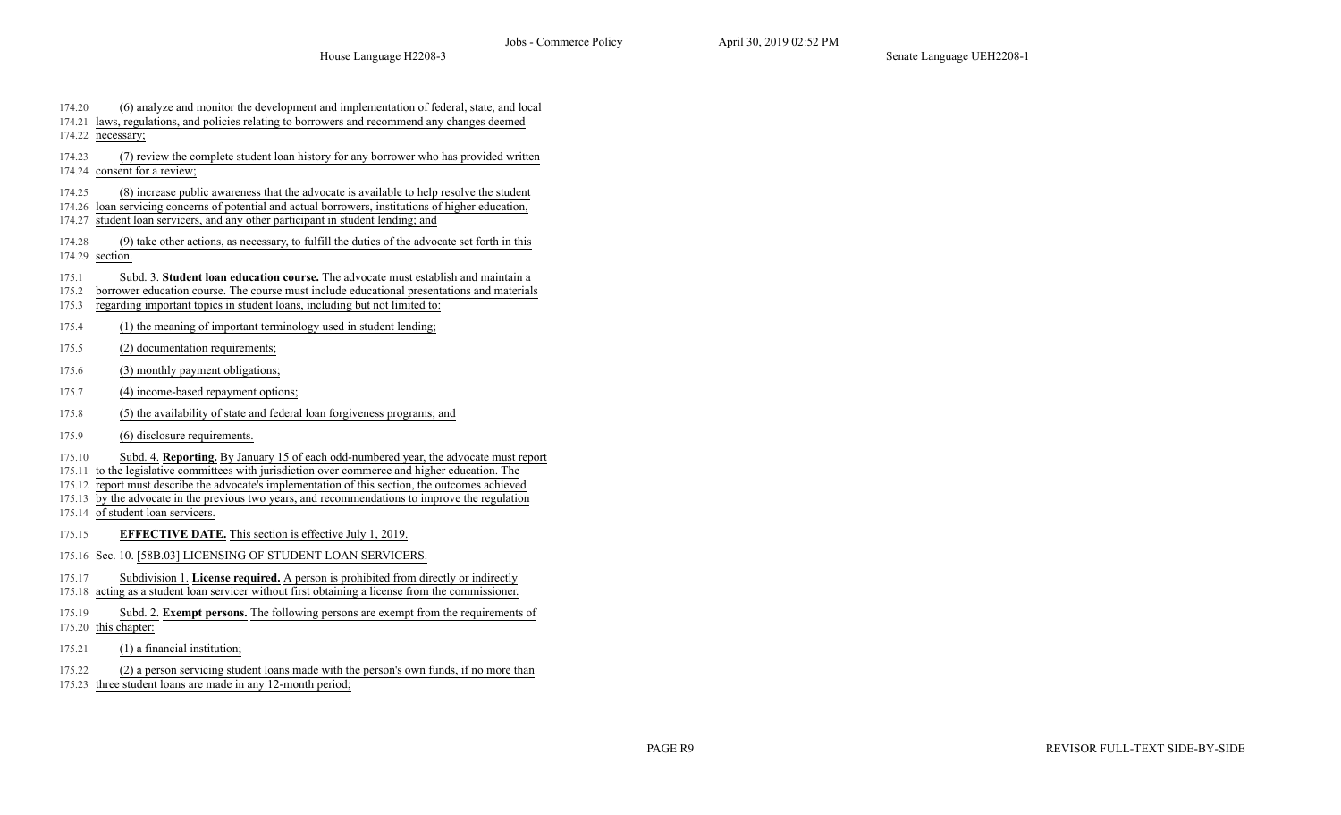174.20 (6) analyze and monitor the development and implementation of federal, state, and local
174.21 laws, regulations, and policies relating to borrowers and recommend any changes deemed
174.22 necessary;

174.23 (7) review the complete student loan history for any borrower who has provided written
174.24 consent for a review;

174.25 (8) increase public awareness that the advocate is available to help resolve the student
174.26 loan servicing concerns of potential and actual borrowers, institutions of higher education,
174.27 student loan servicers, and any other participant in student lending; and

174.28 (9) take other actions, as necessary, to fulfill the duties of the advocate set forth in this
174.29 section.

175.1 Subd. 3. **Student loan education course.** The advocate must establish and maintain a
175.2 borrower education course. The course must include educational presentations and materials
175.3 regarding important topics in student loans, including but not limited to:

175.4 (1) the meaning of important terminology used in student lending;

175.5 (2) documentation requirements;

175.6 (3) monthly payment obligations;

175.7 (4) income-based repayment options;

175.8 (5) the availability of state and federal loan forgiveness programs; and

175.9 (6) disclosure requirements.

175.10 Subd. 4. **Reporting.** By January 15 of each odd-numbered year, the advocate must report
175.11 to the legislative committees with jurisdiction over commerce and higher education. The
175.12 report must describe the advocate's implementation of this section, the outcomes achieved
175.13 by the advocate in the previous two years, and recommendations to improve the regulation
175.14 of student loan servicers.

175.15 **EFFECTIVE DATE.** This section is effective July 1, 2019.

175.16 Sec. 10. [58B.03] LICENSING OF STUDENT LOAN SERVICERS.

175.17 Subdivision 1. **License required.** A person is prohibited from directly or indirectly
175.18 acting as a student loan servicer without first obtaining a license from the commissioner.

175.19 Subd. 2. **Exempt persons.** The following persons are exempt from the requirements of
175.20 this chapter:

175.21 (1) a financial institution;

175.22 (2) a person servicing student loans made with the person's own funds, if no more than
175.23 three student loans are made in any 12-month period;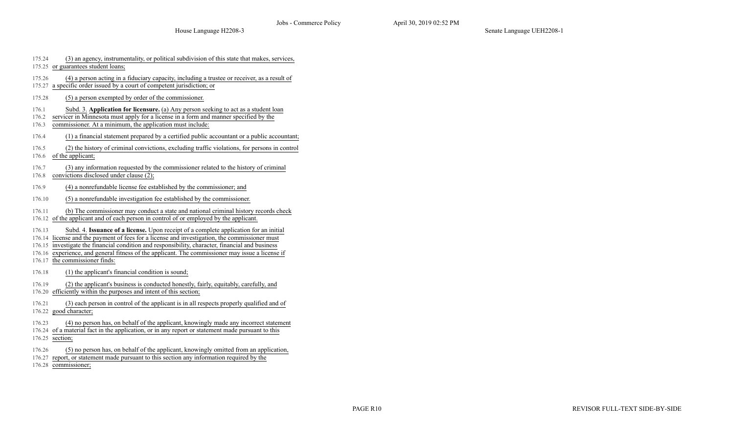175.24 (3) an agency, instrumentality, or political subdivision of this state that makes, services,
175.25 or guarantees student loans;

175.26 (4) a person acting in a fiduciary capacity, including a trustee or receiver, as a result of
175.27 a specific order issued by a court of competent jurisdiction; or

175.28 (5) a person exempted by order of the commissioner.

176.1 Subd. 3. **Application for licensure.** (a) Any person seeking to act as a student loan
176.2 servicer in Minnesota must apply for a license in a form and manner specified by the
176.3 commissioner. At a minimum, the application must include:

176.4 (1) a financial statement prepared by a certified public accountant or a public accountant;

176.5 (2) the history of criminal convictions, excluding traffic violations, for persons in control
176.6 of the applicant;

176.7 (3) any information requested by the commissioner related to the history of criminal
176.8 convictions disclosed under clause (2);

176.9 (4) a nonrefundable license fee established by the commissioner; and

176.10 (5) a nonrefundable investigation fee established by the commissioner.

176.11 (b) The commissioner may conduct a state and national criminal history records check
176.12 of the applicant and of each person in control of or employed by the applicant.

176.13 Subd. 4. **Issuance of a license.** Upon receipt of a complete application for an initial
176.14 license and the payment of fees for a license and investigation, the commissioner must
176.15 investigate the financial condition and responsibility, character, financial and business
176.16 experience, and general fitness of the applicant. The commissioner may issue a license if
176.17 the commissioner finds:

176.18 (1) the applicant's financial condition is sound;

176.19 (2) the applicant's business is conducted honestly, fairly, equitably, carefully, and
176.20 efficiently within the purposes and intent of this section;

176.21 (3) each person in control of the applicant is in all respects properly qualified and of
176.22 good character;

176.23 (4) no person has, on behalf of the applicant, knowingly made any incorrect statement
176.24 of a material fact in the application, or in any report or statement made pursuant to this
176.25 section;

176.26 (5) no person has, on behalf of the applicant, knowingly omitted from an application,
176.27 report, or statement made pursuant to this section any information required by the
176.28 commissioner;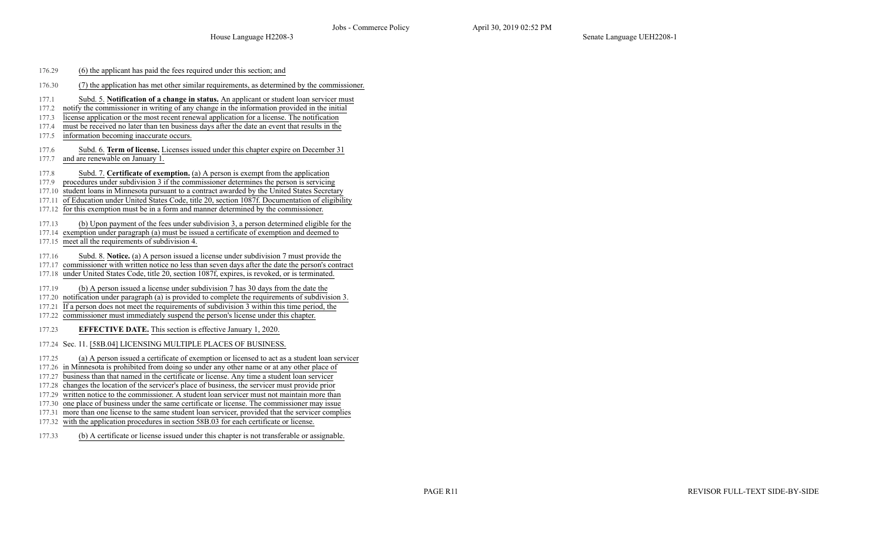176.29 (6) the applicant has paid the fees required under this section; and

176.30 (7) the application has met other similar requirements, as determined by the commissioner.

177.1 Subd. 5. **Notification of a change in status.** An applicant or student loan servicer must
177.2 notify the commissioner in writing of any change in the information provided in the initial
177.3 license application or the most recent renewal application for a license. The notification
177.4 must be received no later than ten business days after the date an event that results in the
177.5 information becoming inaccurate occurs.

177.6 Subd. 6. **Term of license.** Licenses issued under this chapter expire on December 31
177.7 and are renewable on January 1.

177.8 Subd. 7. **Certificate of exemption.** (a) A person is exempt from the application
177.9 procedures under subdivision 3 if the commissioner determines the person is servicing
177.10 student loans in Minnesota pursuant to a contract awarded by the United States Secretary
177.11 of Education under United States Code, title 20, section 1087f. Documentation of eligibility
177.12 for this exemption must be in a form and manner determined by the commissioner.

177.13 (b) Upon payment of the fees under subdivision 3, a person determined eligible for the
177.14 exemption under paragraph (a) must be issued a certificate of exemption and deemed to
177.15 meet all the requirements of subdivision 4.

177.16 Subd. 8. **Notice.** (a) A person issued a license under subdivision 7 must provide the
177.17 commissioner with written notice no less than seven days after the date the person's contract
177.18 under United States Code, title 20, section 1087f, expires, is revoked, or is terminated.

177.19 (b) A person issued a license under subdivision 7 has 30 days from the date the
177.20 notification under paragraph (a) is provided to complete the requirements of subdivision 3.
177.21 If a person does not meet the requirements of subdivision 3 within this time period, the
177.22 commissioner must immediately suspend the person's license under this chapter.

177.23 **EFFECTIVE DATE.** This section is effective January 1, 2020.

177.24 Sec. 11. [58B.04] LICENSING MULTIPLE PLACES OF BUSINESS.

177.25 (a) A person issued a certificate of exemption or licensed to act as a student loan servicer
177.26 in Minnesota is prohibited from doing so under any other name or at any other place of
177.27 business than that named in the certificate or license. Any time a student loan servicer
177.28 changes the location of the servicer's place of business, the servicer must provide prior
177.29 written notice to the commissioner. A student loan servicer must not maintain more than
177.30 one place of business under the same certificate or license. The commissioner may issue
177.31 more than one license to the same student loan servicer, provided that the servicer complies
177.32 with the application procedures in section 58B.03 for each certificate or license.

177.33 (b) A certificate or license issued under this chapter is not transferable or assignable.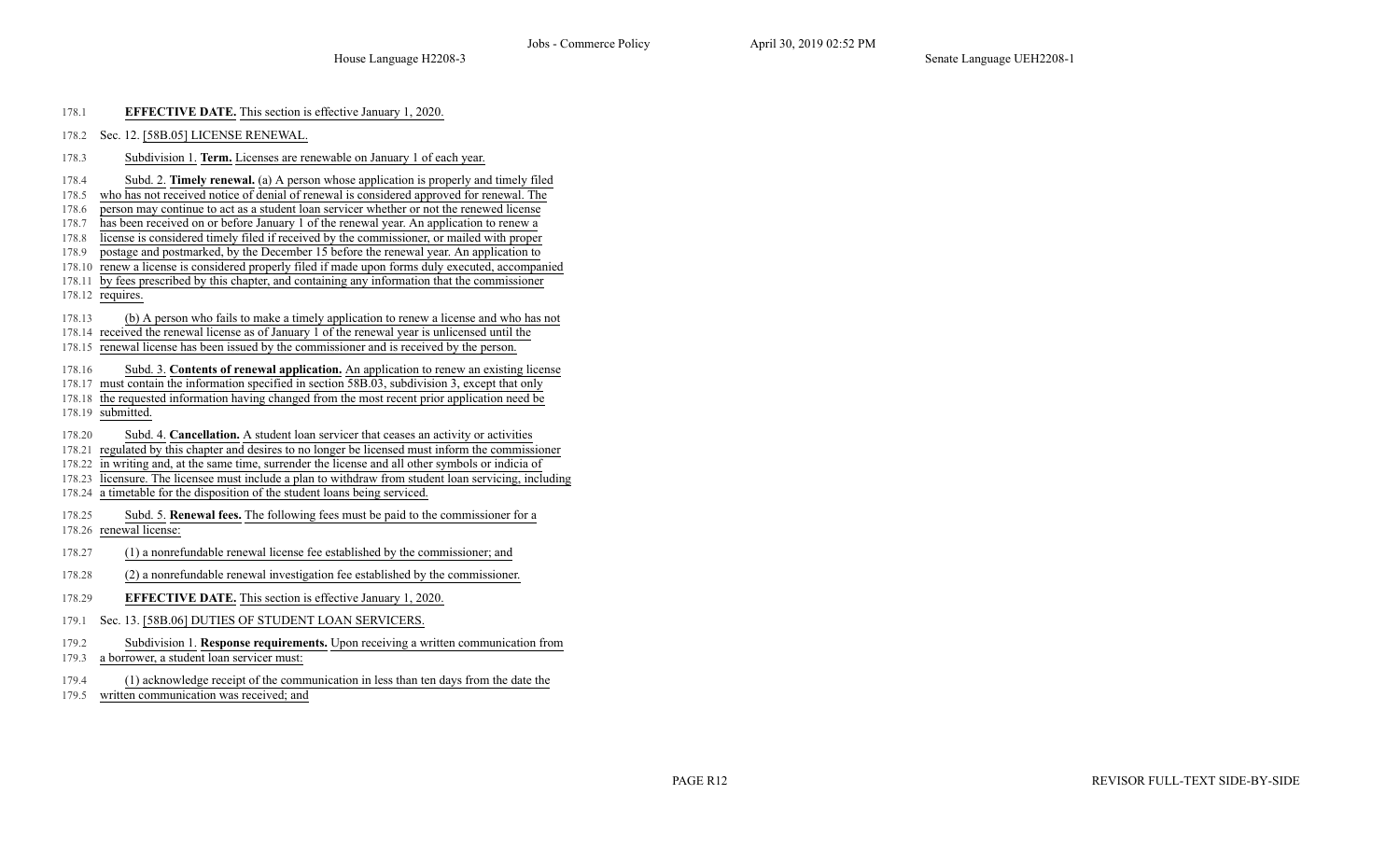178.1 **EFFECTIVE DATE.** This section is effective January 1, 2020.

178.2 Sec. 12. [58B.05] LICENSE RENEWAL.

178.3 Subdivision 1. **Term.** Licenses are renewable on January 1 of each year.

178.4 Subd. 2. **Timely renewal.** (a) A person whose application is properly and timely filed
178.5 who has not received notice of denial of renewal is considered approved for renewal. The
178.6 person may continue to act as a student loan servicer whether or not the renewed license
178.7 has been received on or before January 1 of the renewal year. An application to renew a
178.8 license is considered timely filed if received by the commissioner, or mailed with proper
178.9 postage and postmarked, by the December 15 before the renewal year. An application to
178.10 renew a license is considered properly filed if made upon forms duly executed, accompanied
178.11 by fees prescribed by this chapter, and containing any information that the commissioner
178.12 requires.

178.13 (b) A person who fails to make a timely application to renew a license and who has not
178.14 received the renewal license as of January 1 of the renewal year is unlicensed until the
178.15 renewal license has been issued by the commissioner and is received by the person.

178.16 Subd. 3. **Contents of renewal application.** An application to renew an existing license
178.17 must contain the information specified in section 58B.03, subdivision 3, except that only
178.18 the requested information having changed from the most recent prior application need be
178.19 submitted.

178.20 Subd. 4. **Cancellation.** A student loan servicer that ceases an activity or activities
178.21 regulated by this chapter and desires to no longer be licensed must inform the commissioner
178.22 in writing and, at the same time, surrender the license and all other symbols or indicia of
178.23 licensure. The licensee must include a plan to withdraw from student loan servicing, including
178.24 a timetable for the disposition of the student loans being serviced.

178.25 Subd. 5. **Renewal fees.** The following fees must be paid to the commissioner for a
178.26 renewal license:

178.27 (1) a nonrefundable renewal license fee established by the commissioner; and

178.28 (2) a nonrefundable renewal investigation fee established by the commissioner.

178.29 **EFFECTIVE DATE.** This section is effective January 1, 2020.

179.1 Sec. 13. [58B.06] DUTIES OF STUDENT LOAN SERVICERS.

179.2 Subdivision 1. **Response requirements.** Upon receiving a written communication from
179.3 a borrower, a student loan servicer must:

179.4 (1) acknowledge receipt of the communication in less than ten days from the date the
179.5 written communication was received; and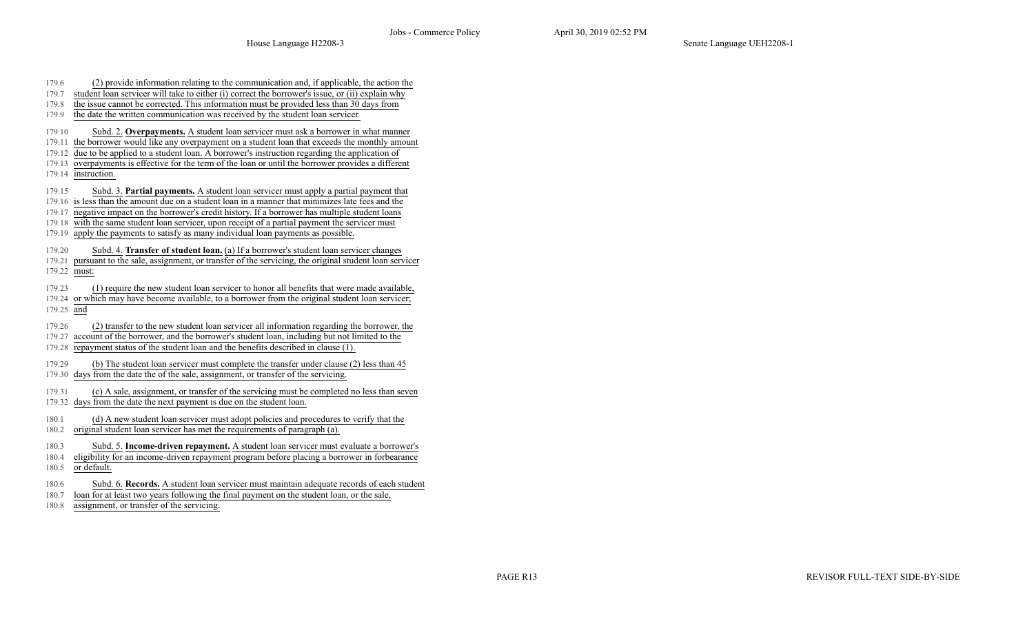179.6 (2) provide information relating to the communication and, if applicable, the action the
179.7 student loan servicer will take to either (i) correct the borrower's issue, or (ii) explain why
179.8 the issue cannot be corrected. This information must be provided less than 30 days from
179.9 the date the written communication was received by the student loan servicer.

179.10 Subd. 2. **Overpayments.** A student loan servicer must ask a borrower in what manner
179.11 the borrower would like any overpayment on a student loan that exceeds the monthly amount
179.12 due to be applied to a student loan. A borrower's instruction regarding the application of
179.13 overpayments is effective for the term of the loan or until the borrower provides a different
179.14 instruction.

179.15 Subd. 3. **Partial payments.** A student loan servicer must apply a partial payment that
179.16 is less than the amount due on a student loan in a manner that minimizes late fees and the
179.17 negative impact on the borrower's credit history. If a borrower has multiple student loans
179.18 with the same student loan servicer, upon receipt of a partial payment the servicer must
179.19 apply the payments to satisfy as many individual loan payments as possible.

179.20 Subd. 4. **Transfer of student loan.** (a) If a borrower's student loan servicer changes
179.21 pursuant to the sale, assignment, or transfer of the servicing, the original student loan servicer
179.22 must:

179.23 (1) require the new student loan servicer to honor all benefits that were made available,
179.24 or which may have become available, to a borrower from the original student loan servicer;
179.25 and

179.26 (2) transfer to the new student loan servicer all information regarding the borrower, the
179.27 account of the borrower, and the borrower's student loan, including but not limited to the
179.28 repayment status of the student loan and the benefits described in clause (1).

179.29 (b) The student loan servicer must complete the transfer under clause (2) less than 45
179.30 days from the date the of the sale, assignment, or transfer of the servicing.

179.31 (c) A sale, assignment, or transfer of the servicing must be completed no less than seven
179.32 days from the date the next payment is due on the student loan.

180.1 (d) A new student loan servicer must adopt policies and procedures to verify that the
180.2 original student loan servicer has met the requirements of paragraph (a).

180.3 Subd. 5. **Income-driven repayment.** A student loan servicer must evaluate a borrower's
180.4 eligibility for an income-driven repayment program before placing a borrower in forbearance
180.5 or default.

180.6 Subd. 6. **Records.** A student loan servicer must maintain adequate records of each student
180.7 loan for at least two years following the final payment on the student loan, or the sale,
180.8 assignment, or transfer of the servicing.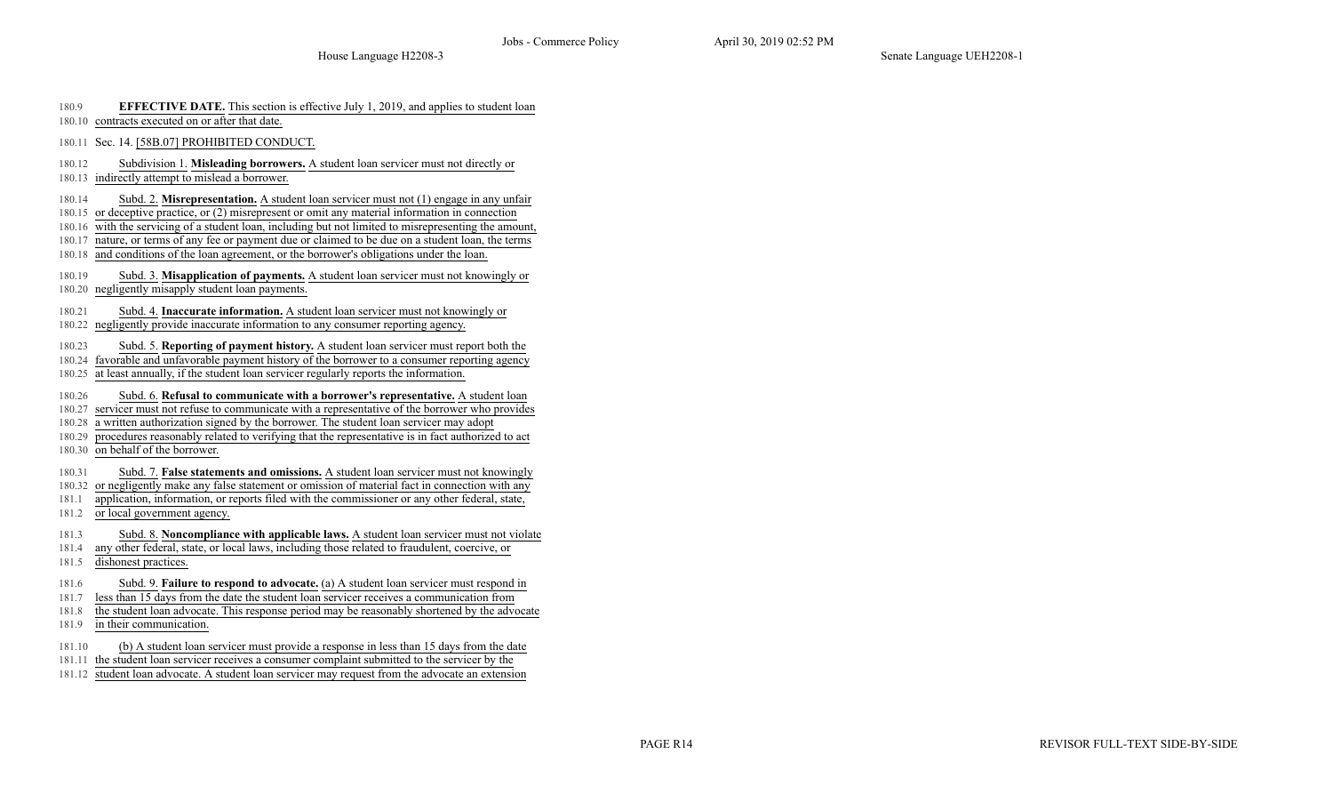180.9 **EFFECTIVE DATE.** This section is effective July 1, 2019, and applies to student loan
180.10 contracts executed on or after that date.

180.11 Sec. 14. [58B.07] PROHIBITED CONDUCT.

180.12 Subdivision 1. **Misleading borrowers.** A student loan servicer must not directly or
180.13 indirectly attempt to mislead a borrower.

180.14 Subd. 2. **Misrepresentation.** A student loan servicer must not (1) engage in any unfair
180.15 or deceptive practice, or (2) misrepresent or omit any material information in connection
180.16 with the servicing of a student loan, including but not limited to misrepresenting the amount,
180.17 nature, or terms of any fee or payment due or claimed to be due on a student loan, the terms
180.18 and conditions of the loan agreement, or the borrower's obligations under the loan.

180.19 Subd. 3. **Misapplication of payments.** A student loan servicer must not knowingly or
180.20 negligently misapply student loan payments.

180.21 Subd. 4. **Inaccurate information.** A student loan servicer must not knowingly or
180.22 negligently provide inaccurate information to any consumer reporting agency.

180.23 Subd. 5. **Reporting of payment history.** A student loan servicer must report both the
180.24 favorable and unfavorable payment history of the borrower to a consumer reporting agency
180.25 at least annually, if the student loan servicer regularly reports the information.

180.26 Subd. 6. **Refusal to communicate with a borrower's representative.** A student loan
180.27 servicer must not refuse to communicate with a representative of the borrower who provides
180.28 a written authorization signed by the borrower. The student loan servicer may adopt
180.29 procedures reasonably related to verifying that the representative is in fact authorized to act
180.30 on behalf of the borrower.

180.31 Subd. 7. **False statements and omissions.** A student loan servicer must not knowingly
180.32 or negligently make any false statement or omission of material fact in connection with any
181.1 application, information, or reports filed with the commissioner or any other federal, state,
181.2 or local government agency.

181.3 Subd. 8. **Noncompliance with applicable laws.** A student loan servicer must not violate
181.4 any other federal, state, or local laws, including those related to fraudulent, coercive, or
181.5 dishonest practices.

181.6 Subd. 9. **Failure to respond to advocate.** (a) A student loan servicer must respond in
181.7 less than 15 days from the date the student loan servicer receives a communication from
181.8 the student loan advocate. This response period may be reasonably shortened by the advocate
181.9 in their communication.

181.10 (b) A student loan servicer must provide a response in less than 15 days from the date
181.11 the student loan servicer receives a consumer complaint submitted to the servicer by the
181.12 student loan advocate. A student loan servicer may request from the advocate an extension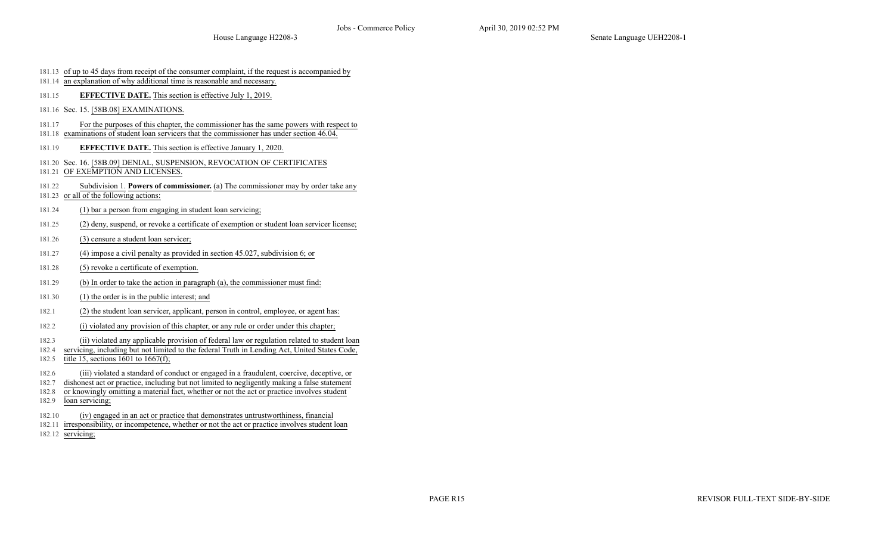181.13 of up to 45 days from receipt of the consumer complaint, if the request is accompanied by
181.14 an explanation of why additional time is reasonable and necessary.

181.15 **EFFECTIVE DATE.** This section is effective July 1, 2019.

181.16 Sec. 15. [58B.08] EXAMINATIONS.

181.17 For the purposes of this chapter, the commissioner has the same powers with respect to
181.18 examinations of student loan servicers that the commissioner has under section 46.04.

181.19 **EFFECTIVE DATE.** This section is effective January 1, 2020.

181.20 Sec. 16. [58B.09] DENIAL, SUSPENSION, REVOCATION OF CERTIFICATES
181.21 OF EXEMPTION AND LICENSES.

181.22 Subdivision 1. **Powers of commissioner.** (a) The commissioner may by order take any
181.23 or all of the following actions:

181.24 (1) bar a person from engaging in student loan servicing;

181.25 (2) deny, suspend, or revoke a certificate of exemption or student loan servicer license;

181.26 (3) censure a student loan servicer;

181.27 (4) impose a civil penalty as provided in section 45.027, subdivision 6; or

181.28 (5) revoke a certificate of exemption.

181.29 (b) In order to take the action in paragraph (a), the commissioner must find:

181.30 (1) the order is in the public interest; and

182.1 (2) the student loan servicer, applicant, person in control, employee, or agent has:

182.2 (i) violated any provision of this chapter, or any rule or order under this chapter;

182.3 (ii) violated any applicable provision of federal law or regulation related to student loan
182.4 servicing, including but not limited to the federal Truth in Lending Act, United States Code,
182.5 title 15, sections 1601 to 1667(f);

182.6 (iii) violated a standard of conduct or engaged in a fraudulent, coercive, deceptive, or
182.7 dishonest act or practice, including but not limited to negligently making a false statement
182.8 or knowingly omitting a material fact, whether or not the act or practice involves student
182.9 loan servicing;

182.10 (iv) engaged in an act or practice that demonstrates untrustworthiness, financial
182.11 irresponsibility, or incompetence, whether or not the act or practice involves student loan
182.12 servicing;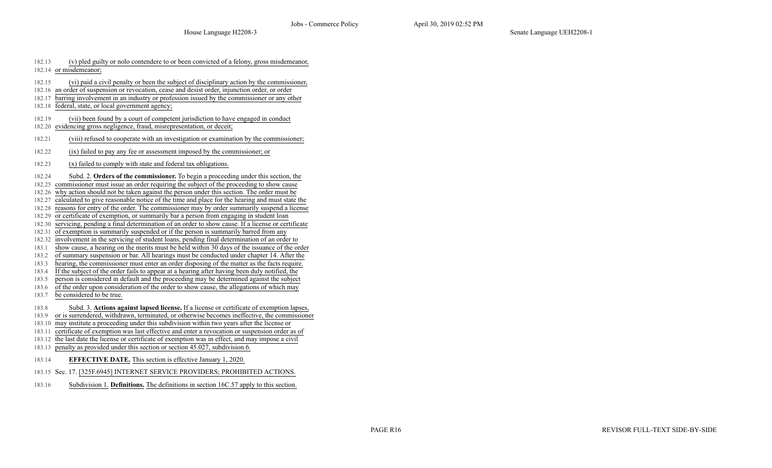182.13 (v) pled guilty or nolo contendere to or been convicted of a felony, gross misdemeanor, 182.14 or misdemeanor;

182.15 (vi) paid a civil penalty or been the subject of disciplinary action by the commissioner, 182.16 an order of suspension or revocation, cease and desist order, injunction order, or order 182.17 barring involvement in an industry or profession issued by the commissioner or any other 182.18 federal, state, or local government agency;

182.19 (vii) been found by a court of competent jurisdiction to have engaged in conduct 182.20 evidencing gross negligence, fraud, misrepresentation, or deceit;

182.21 (viii) refused to cooperate with an investigation or examination by the commissioner;

182.22 (ix) failed to pay any fee or assessment imposed by the commissioner; or

182.23 (x) failed to comply with state and federal tax obligations.

182.24 Subd. 2. **Orders of the commissioner.** To begin a proceeding under this section, the 182.25 commissioner must issue an order requiring the subject of the proceeding to show cause 182.26 why action should not be taken against the person under this section. The order must be 182.27 calculated to give reasonable notice of the time and place for the hearing and must state the 182.28 reasons for entry of the order. The commissioner may by order summarily suspend a license 182.29 or certificate of exemption, or summarily bar a person from engaging in student loan 182.30 servicing, pending a final determination of an order to show cause. If a license or certificate 182.31 of exemption is summarily suspended or if the person is summarily barred from any 182.32 involvement in the servicing of student loans, pending final determination of an order to 183.1 show cause, a hearing on the merits must be held within 30 days of the issuance of the order 183.2 of summary suspension or bar. All hearings must be conducted under chapter 14. After the 183.3 hearing, the commissioner must enter an order disposing of the matter as the facts require. 183.4 If the subject of the order fails to appear at a hearing after having been duly notified, the 183.5 person is considered in default and the proceeding may be determined against the subject 183.6 of the order upon consideration of the order to show cause, the allegations of which may 183.7 be considered to be true.

183.8 Subd. 3. **Actions against lapsed license.** If a license or certificate of exemption lapses, 183.9 or is surrendered, withdrawn, terminated, or otherwise becomes ineffective, the commissioner 183.10 may institute a proceeding under this subdivision within two years after the license or 183.11 certificate of exemption was last effective and enter a revocation or suspension order as of 183.12 the last date the license or certificate of exemption was in effect, and may impose a civil 183.13 penalty as provided under this section or section 45.027, subdivision 6.

183.14 **EFFECTIVE DATE.** This section is effective January 1, 2020.

183.15 Sec. 17. [325F.6945] INTERNET SERVICE PROVIDERS; PROHIBITED ACTIONS.

183.16 Subdivision 1. **Definitions.** The definitions in section 16C.57 apply to this section.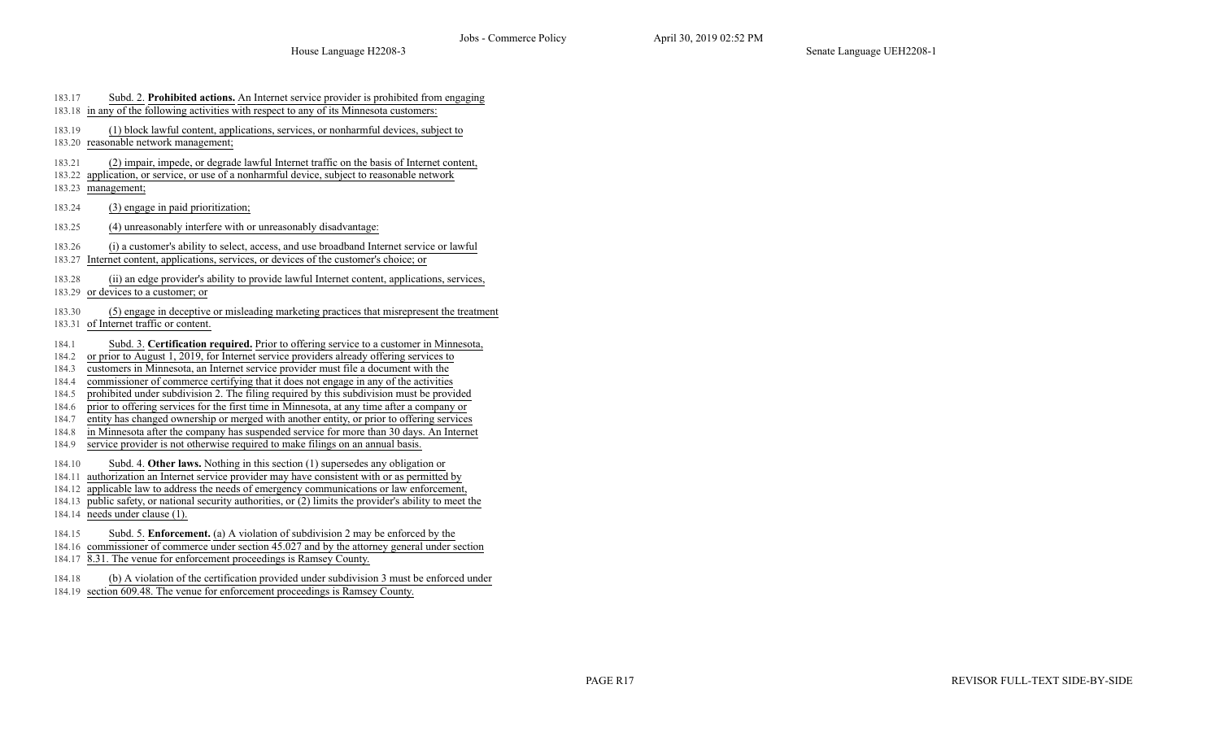183.17 Subd. 2. **Prohibited actions.** An Internet service provider is prohibited from engaging
183.18 in any of the following activities with respect to any of its Minnesota customers:

183.19 (1) block lawful content, applications, services, or nonharmful devices, subject to
183.20 reasonable network management;

183.21 (2) impair, impede, or degrade lawful Internet traffic on the basis of Internet content,
183.22 application, or service, or use of a nonharmful device, subject to reasonable network
183.23 management;

183.24 (3) engage in paid prioritization;

183.25 (4) unreasonably interfere with or unreasonably disadvantage:

183.26 (i) a customer's ability to select, access, and use broadband Internet service or lawful
183.27 Internet content, applications, services, or devices of the customer's choice; or

183.28 (ii) an edge provider's ability to provide lawful Internet content, applications, services,
183.29 or devices to a customer; or

183.30 (5) engage in deceptive or misleading marketing practices that misrepresent the treatment
183.31 of Internet traffic or content.

184.1 Subd. 3. **Certification required.** Prior to offering service to a customer in Minnesota,
184.2 or prior to August 1, 2019, for Internet service providers already offering services to
184.3 customers in Minnesota, an Internet service provider must file a document with the
184.4 commissioner of commerce certifying that it does not engage in any of the activities
184.5 prohibited under subdivision 2. The filing required by this subdivision must be provided
184.6 prior to offering services for the first time in Minnesota, at any time after a company or
184.7 entity has changed ownership or merged with another entity, or prior to offering services
184.8 in Minnesota after the company has suspended service for more than 30 days. An Internet
184.9 service provider is not otherwise required to make filings on an annual basis.

184.10 Subd. 4. **Other laws.** Nothing in this section (1) supersedes any obligation or
184.11 authorization an Internet service provider may have consistent with or as permitted by
184.12 applicable law to address the needs of emergency communications or law enforcement,
184.13 public safety, or national security authorities, or (2) limits the provider's ability to meet the
184.14 needs under clause (1).

184.15 Subd. 5. **Enforcement.** (a) A violation of subdivision 2 may be enforced by the
184.16 commissioner of commerce under section 45.027 and by the attorney general under section
184.17 8.31. The venue for enforcement proceedings is Ramsey County.

184.18 (b) A violation of the certification provided under subdivision 3 must be enforced under
184.19 section 609.48. The venue for enforcement proceedings is Ramsey County.